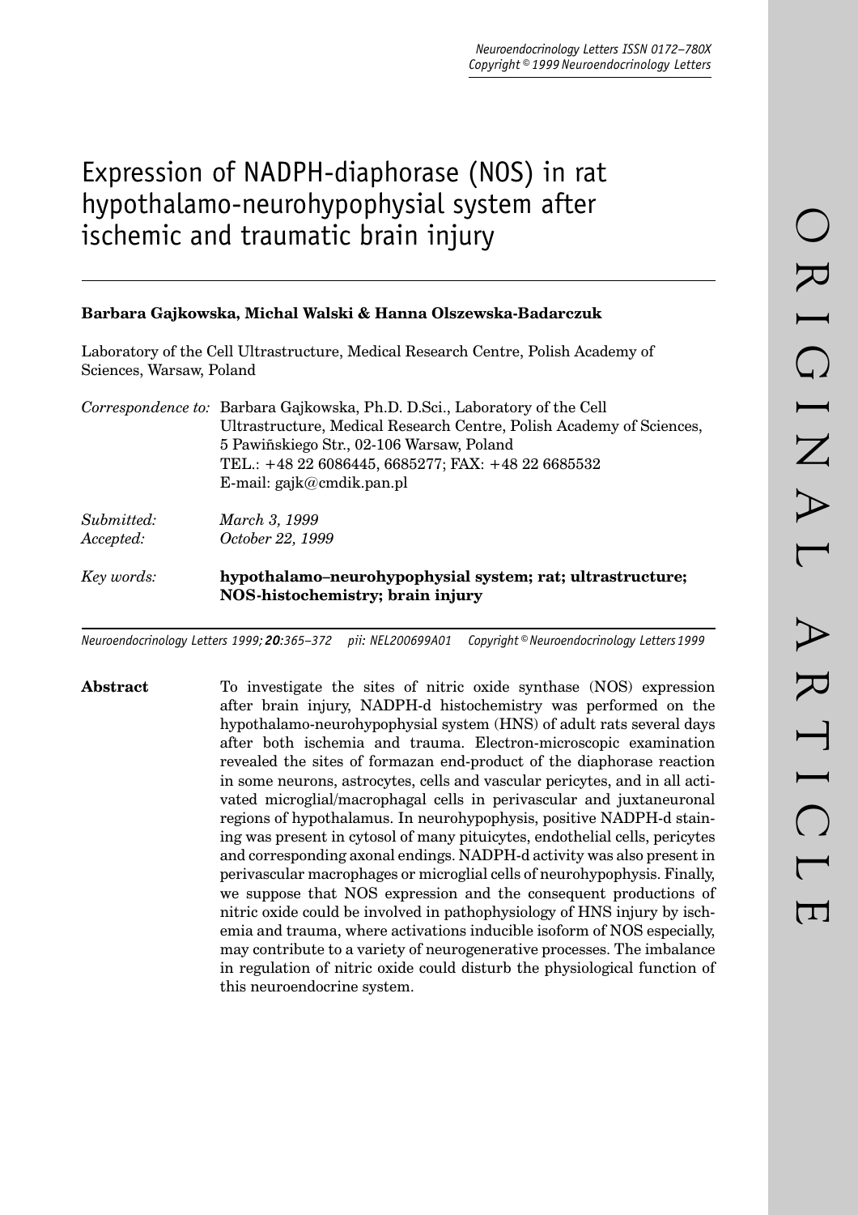# Expression of NADPH-diaphorase (NOS) in rat hypothalamo-neurohypophysial system after ischemic and traumatic brain injury

**Barbara Gajkowska, Michal Walski & Hanna Olszewska-Badarczuk**

Laboratory of the Cell Ultrastructure, Medical Research Centre, Polish Academy of Sciences, Warsaw, Poland

*Correspondence to:* Barbara Gajkowska, Ph.D. D.Sci., Laboratory of the Cell Ultrastructure, Medical Research Centre, Polish Academy of Sciences, 5 Pawińskiego Str., 02-106 Warsaw, Poland
TEL.: +48 22 6086445, 6685277; FAX: +48 22 6685532
E-mail: gajk@cmdik.pan.pl

*Submitted:* *March 3, 1999*
*Accepted:* *October 22, 1999*

*Key words:* **hypothalamo–neurohypophysial system; rat; ultrastructure; NOS-histochemistry; brain injury**

*Neuroendocrinology Letters 1999;* ***20****:365–372 pii: NEL200699A01 Copyright © Neuroendocrinology Letters 1999*

**Abstract** To investigate the sites of nitric oxide synthase (NOS) expression after brain injury, NADPH-d histochemistry was performed on the hypothalamo-neurohypophysial system (HNS) of adult rats several days after both ischemia and trauma. Electron-microscopic examination revealed the sites of formazan end-product of the diaphorase reaction in some neurons, astrocytes, cells and vascular pericytes, and in all activated microglial/macrophagal cells in perivascular and juxtaneuronal regions of hypothalamus. In neurohypophysis, positive NADPH-d staining was present in cytosol of many pituicytes, endothelial cells, pericytes and corresponding axonal endings. NADPH-d activity was also present in perivascular macrophages or microglial cells of neurohypophysis. Finally, we suppose that NOS expression and the consequent productions of nitric oxide could be involved in pathophysiology of HNS injury by ischemia and trauma, where activations inducible isoform of NOS especially, may contribute to a variety of neurogenerative processes. The imbalance in regulation of nitric oxide could disturb the physiological function of this neuroendocrine system.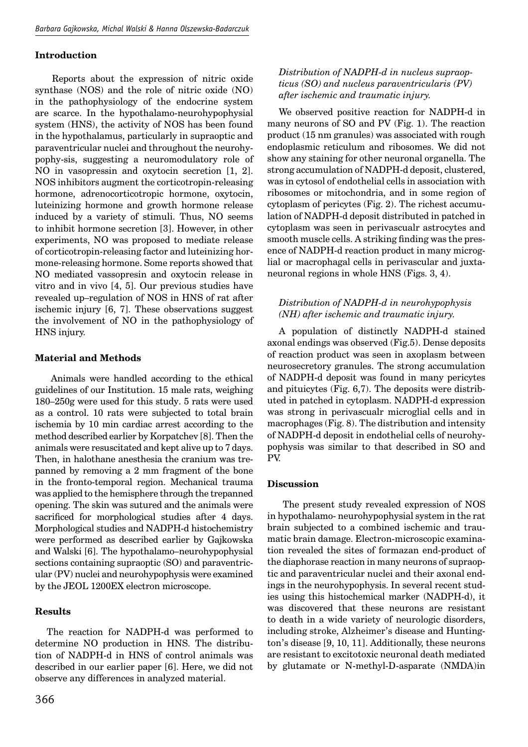## Introduction

Reports about the expression of nitric oxide synthase (NOS) and the role of nitric oxide (NO) in the pathophysiology of the endocrine system are scarce. In the hypothalamo-neurohypophysial system (HNS), the activity of NOS has been found in the hypothalamus, particularly in supraoptic and paraventricular nuclei and throughout the neurohypophy-sis, suggesting a neuromodulatory role of NO in vasopressin and oxytocin secretion [1, 2]. NOS inhibitors augment the corticotropin-releasing hormone, adrenocorticotropic hormone, oxytocin, luteinizing hormone and growth hormone release induced by a variety of stimuli. Thus, NO seems to inhibit hormone secretion [3]. However, in other experiments, NO was proposed to mediate release of corticotropin-releasing factor and luteinizing hormone-releasing hormone. Some reports showed that NO mediated vassopresin and oxytocin release in vitro and in vivo [4, 5]. Our previous studies have revealed up–regulation of NOS in HNS of rat after ischemic injury [6, 7]. These observations suggest the involvement of NO in the pathophysiology of HNS injury.

## Material and Methods

Animals were handled according to the ethical guidelines of our Institution. 15 male rats, weighing 180–250g were used for this study. 5 rats were used as a control. 10 rats were subjected to total brain ischemia by 10 min cardiac arrest according to the method described earlier by Korpatchev [8]. Then the animals were resuscitated and kept alive up to 7 days. Then, in halothane anesthesia the cranium was trepanned by removing a 2 mm fragment of the bone in the fronto-temporal region. Mechanical trauma was applied to the hemisphere through the trepanned opening. The skin was sutured and the animals were sacrificed for morphological studies after 4 days. Morphological studies and NADPH-d histochemistry were performed as described earlier by Gajkowska and Walski [6]. The hypothalamo–neurohypophysial sections containing supraoptic (SO) and paraventricular (PV) nuclei and neurohypophysis were examined by the JEOL 1200EX electron microscope.

## Results

The reaction for NADPH-d was performed to determine NO production in HNS. The distribution of NADPH-d in HNS of control animals was described in our earlier paper [6]. Here, we did not observe any differences in analyzed material.

### *Distribution of NADPH-d in nucleus supraopticus (SO) and nucleus paraventricularis (PV) after ischemic and traumatic injury.*

We observed positive reaction for NADPH-d in many neurons of SO and PV (Fig. 1). The reaction product (15 nm granules) was associated with rough endoplasmic reticulum and ribosomes. We did not show any staining for other neuronal organella. The strong accumulation of NADPH-d deposit, clustered, was in cytosol of endothelial cells in association with ribosomes or mitochondria, and in some region of cytoplasm of pericytes (Fig. 2). The richest accumulation of NADPH-d deposit distributed in patched in cytoplasm was seen in perivascualr astrocytes and smooth muscle cells. A striking finding was the presence of NADPH-d reaction product in many microglial or macrophagal cells in perivascular and juxtaneuronal regions in whole HNS (Figs. 3, 4).

### *Distribution of NADPH-d in neurohypophysis (NH) after ischemic and traumatic injury.*

A population of distinctly NADPH-d stained axonal endings was observed (Fig.5). Dense deposits of reaction product was seen in axoplasm between neurosecretory granules. The strong accumulation of NADPH-d deposit was found in many pericytes and pituicytes (Fig. 6,7). The deposits were distributed in patched in cytoplasm. NADPH-d expression was strong in perivascualr microglial cells and in macrophages (Fig. 8). The distribution and intensity of NADPH-d deposit in endothelial cells of neurohypophysis was similar to that described in SO and PV.

## Discussion

The present study revealed expression of NOS in hypothalamo- neurohypophysial system in the rat brain subjected to a combined ischemic and traumatic brain damage. Electron-microscopic examination revealed the sites of formazan end-product of the diaphorase reaction in many neurons of supraoptic and paraventricular nuclei and their axonal endings in the neurohypophysis. In several recent studies using this histochemical marker (NADPH-d), it was discovered that these neurons are resistant to death in a wide variety of neurologic disorders, including stroke, Alzheimer's disease and Huntington's disease [9, 10, 11]. Additionally, these neurons are resistant to excitotoxic neuronal death mediated by glutamate or N-methyl-D-asparate (NMDA)in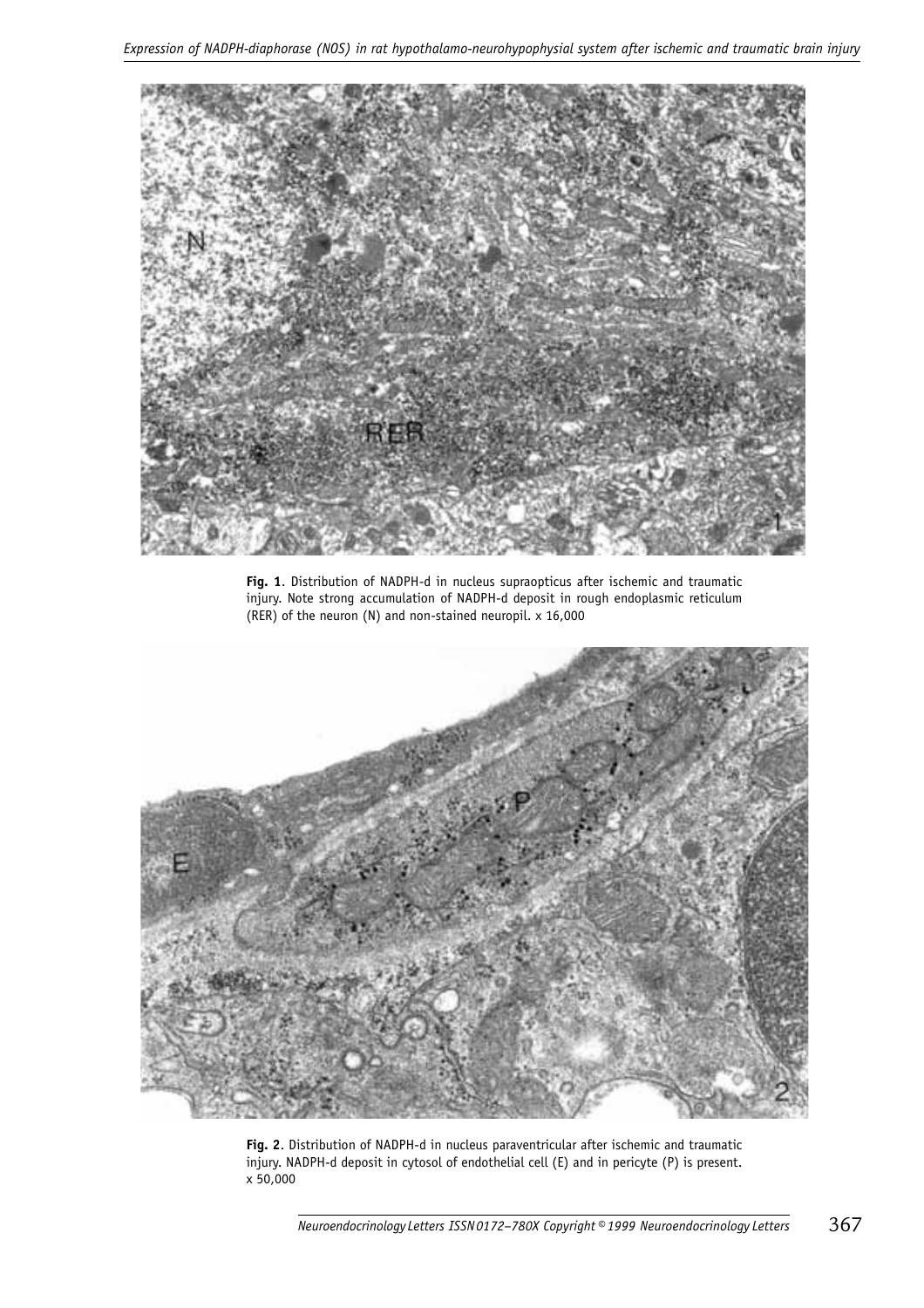**Fig. 1**. Distribution of NADPH-d in nucleus supraopticus after ischemic and traumatic injury. Note strong accumulation of NADPH-d deposit in rough endoplasmic reticulum (RER) of the neuron (N) and non-stained neuropil. x 16,000

**Fig. 2**. Distribution of NADPH-d in nucleus paraventricular after ischemic and traumatic injury. NADPH-d deposit in cytosol of endothelial cell (E) and in pericyte (P) is present. x 50,000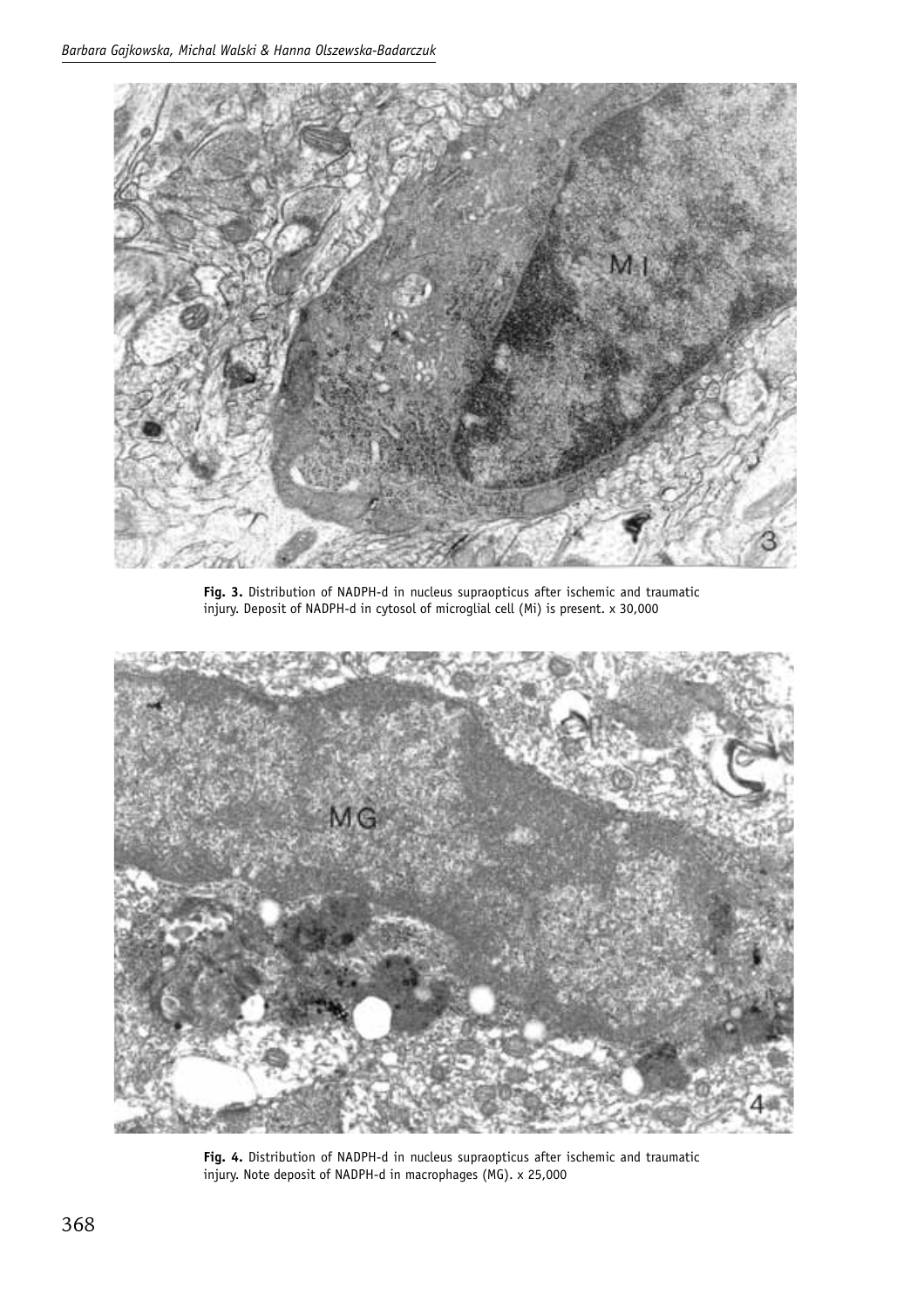**Fig. 3.** Distribution of NADPH-d in nucleus supraopticus after ischemic and traumatic injury. Deposit of NADPH-d in cytosol of microglial cell (Mi) is present. x 30,000

**Fig. 4.** Distribution of NADPH-d in nucleus supraopticus after ischemic and traumatic injury. Note deposit of NADPH-d in macrophages (MG). x 25,000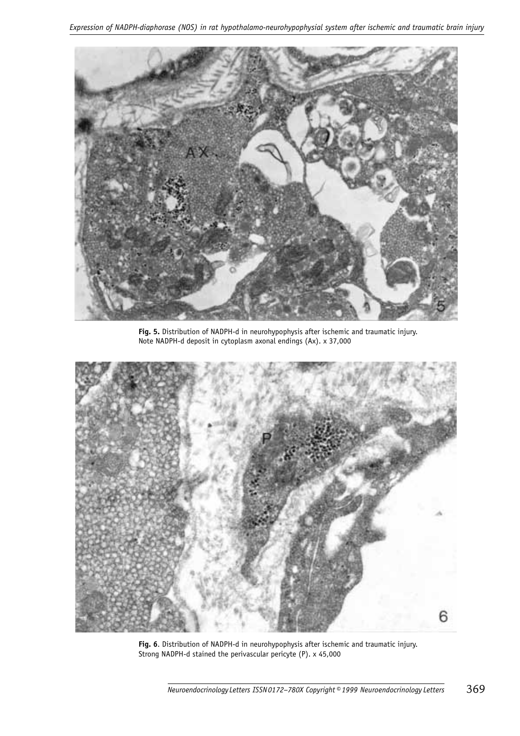**Fig. 5.** Distribution of NADPH-d in neurohypophysis after ischemic and traumatic injury. Note NADPH-d deposit in cytoplasm axonal endings (Ax). x 37,000

**Fig. 6**. Distribution of NADPH-d in neurohypophysis after ischemic and traumatic injury. Strong NADPH-d stained the perivascular pericyte (P). x 45,000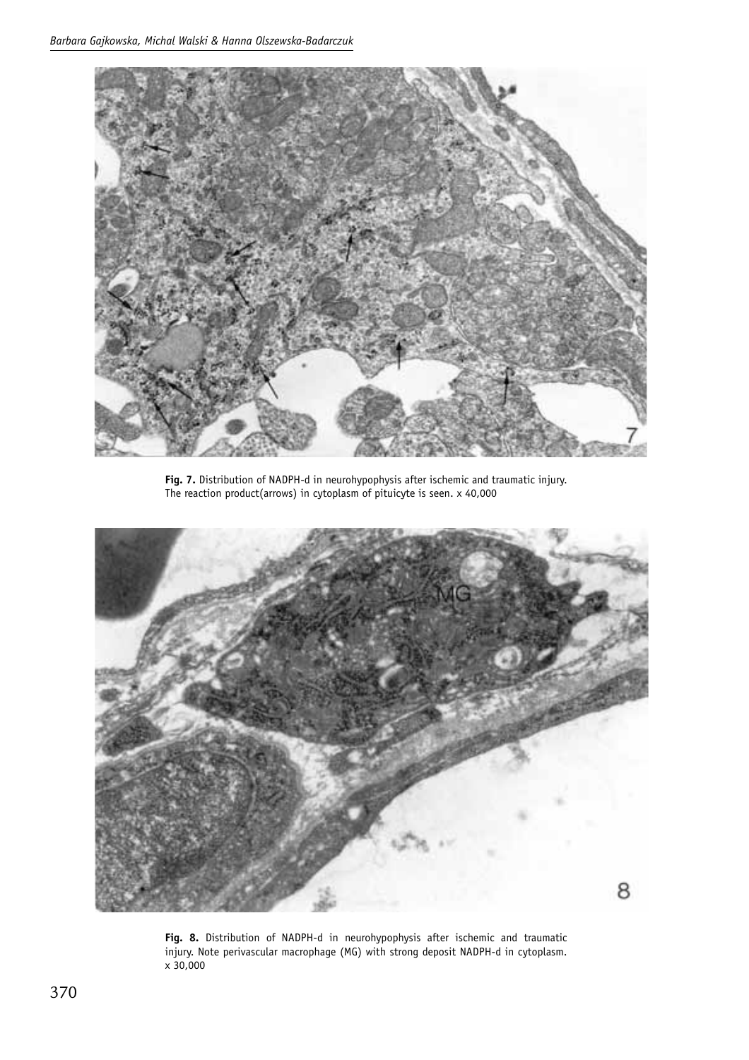**Fig. 7.** Distribution of NADPH-d in neurohypophysis after ischemic and traumatic injury. The reaction product(arrows) in cytoplasm of pituicyte is seen. x 40,000

**Fig. 8.** Distribution of NADPH-d in neurohypophysis after ischemic and traumatic injury. Note perivascular macrophage (MG) with strong deposit NADPH-d in cytoplasm. x 30,000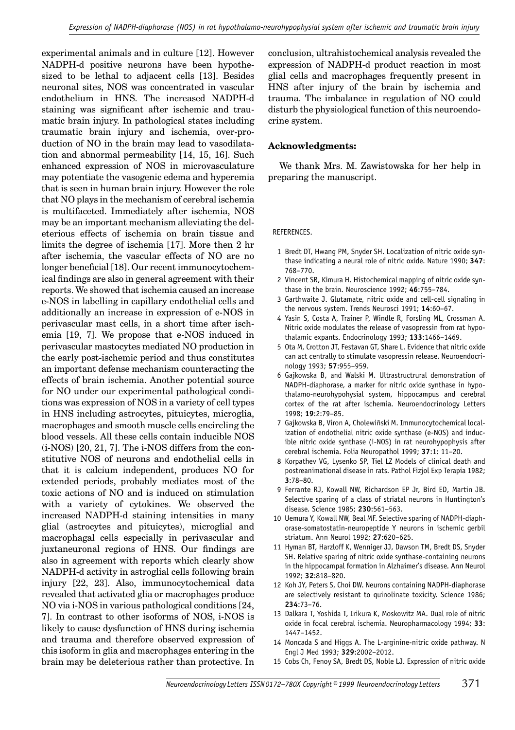experimental animals and in culture [12]. However NADPH-d positive neurons have been hypothesized to be lethal to adjacent cells [13]. Besides neuronal sites, NOS was concentrated in vascular endothelium in HNS. The increased NADPH-d staining was significant after ischemic and traumatic brain injury. In pathological states including traumatic brain injury and ischemia, over-production of NO in the brain may lead to vasodilatation and abnormal permeability [14, 15, 16]. Such enhanced expression of NOS in microvasculature may potentiate the vasogenic edema and hyperemia that is seen in human brain injury. However the role that NO plays in the mechanism of cerebral ischemia is multifaceted. Immediately after ischemia, NOS may be an important mechanism alleviating the deleterious effects of ischemia on brain tissue and limits the degree of ischemia [17]. More then 2 hr after ischemia, the vascular effects of NO are no longer beneficial [18]. Our recent immunocytochemical findings are also in general agreement with their reports. We showed that ischemia caused an increase e-NOS in labelling in capillary endothelial cells and additionally an increase in expression of e-NOS in perivascular mast cells, in a short time after ischemia [19, 7]. We propose that e-NOS induced in perivascular mastocytes mediated NO production in the early post-ischemic period and thus constitutes an important defense mechanism counteracting the effects of brain ischemia. Another potential source for NO under our experimental pathological conditions was expression of NOS in a variety of cell types in HNS including astrocytes, pituicytes, microglia, macrophages and smooth muscle cells encircling the blood vessels. All these cells contain inducible NOS (i-NOS) [20, 21, 7]. The i-NOS differs from the constitutive NOS of neurons and endothelial cells in that it is calcium independent, produces NO for extended periods, probably mediates most of the toxic actions of NO and is induced on stimulation with a variety of cytokines. We observed the increased NADPH-d staining intensities in many glial (astrocytes and pituicytes), microglial and macrophagal cells especially in perivascular and juxtaneuronal regions of HNS. Our findings are also in agreement with reports which clearly show NADPH-d activity in astroglial cells following brain injury [22, 23]. Also, immunocytochemical data revealed that activated glia or macrophages produce NO via i-NOS in various pathological conditions [24, 7]. In contrast to other isoforms of NOS, i-NOS is likely to cause dysfunction of HNS during ischemia and trauma and therefore observed expression of this isoform in glia and macrophages entering in the brain may be deleterious rather than protective. In conclusion, ultrahistochemical analysis revealed the expression of NADPH-d product reaction in most glial cells and macrophages frequently present in HNS after injury of the brain by ischemia and trauma. The imbalance in regulation of NO could disturb the physiological function of this neuroendocrine system.

**Acknowledgments:**

We thank Mrs. M. Zawistowska for her help in preparing the manuscript.

REFERENCES.

1. Bredt DT, Hwang PM, Snyder SH. Localization of nitric oxide synthase indicating a neural role of nitric oxide. Nature 1990; **347**: 768–770.
2. Vincent SR, Kimura H. Histochemical mapping of nitric oxide synthase in the brain. Neuroscience 1992; **46**:755–784.
3. Garthwaite J. Glutamate, nitric oxide and cell-cell signaling in the nervous system. Trends Neurosci 1991; **14**:60–67.
4. Yasin S, Costa A, Trainer P, Windle R, Forsling ML, Crossman A. Nitric oxide modulates the release of vasopressin from rat hypothalamic expants. Endocrinology 1993; **133**:1466–1469.
5. Ota M, Crotton JT, Festavan GT, Share L. Evidence that nitric oxide can act centrally to stimulate vasopressin release. Neuroendocrinology 1993; **57**:955–959.
6. Gajkowska B, and Walski M. Ultrastructrural demonstration of NADPH-diaphorase, a marker for nitric oxide synthase in hypothalamo-neurohypophysial system, hippocampus and cerebral cortex of the rat after ischemia. Neuroendocrinology Letters 1998; **19**:2:79–85.
7. Gajkowska B, Viron A, Cholewiñski M. Immunocytochemical localization of endothelial nitric oxide synthase (e-NOS) and inducible nitric oxide synthase (i-NOS) in rat neurohypophysis after cerebral ischemia. Folia Neuropathol 1999; **37**:1: 11–20.
8. Korpathev VG, Lysenko SP, Tiel LZ Models of clinical death and postreanimational disease in rats. Pathol Fizjol Exp Terapia 1982; **3**:78–80.
9. Ferrante RJ, Kowall NW, Richardson EP Jr, Bird ED, Martin JB. Selective sparing of a class of striatal neurons in Huntington's disease. Science 1985; **230**:561–563.
10. Uemura Y, Kowall NW, Beal MF. Selective sparing of NADPH-diaphorase-somatostatin-neuropeptide Y neurons in ischemic gerbil striatum. Ann Neurol 1992; **27**:620–625.
11. Hyman BT, Harzloff K, Wenniger JJ, Dawson TM, Bredt DS, Snyder SH. Relative sparing of nitric oxide synthase-containing neurons in the hippocampal formation in Alzheimer's disease. Ann Neurol 1992; **32**:818–820.
12. Koh JY, Peters S, Choi DW. Neurons containing NADPH-diaphorase are selectively resistant to quinolinate toxicity. Science 1986; **234**:73–76.
13. Dalkara T, Yoshida T, Irikura K, Moskowitz MA. Dual role of nitric oxide in focal cerebral ischemia. Neuropharmacology 1994; **33**: 1447–1452.
14. Moncada S and Higgs A. The L-arginine-nitric oxide pathway. N Engl J Med 1993; **329**:2002–2012.
15. Cobs Ch, Fenoy SA, Bredt DS, Noble LJ. Expression of nitric oxide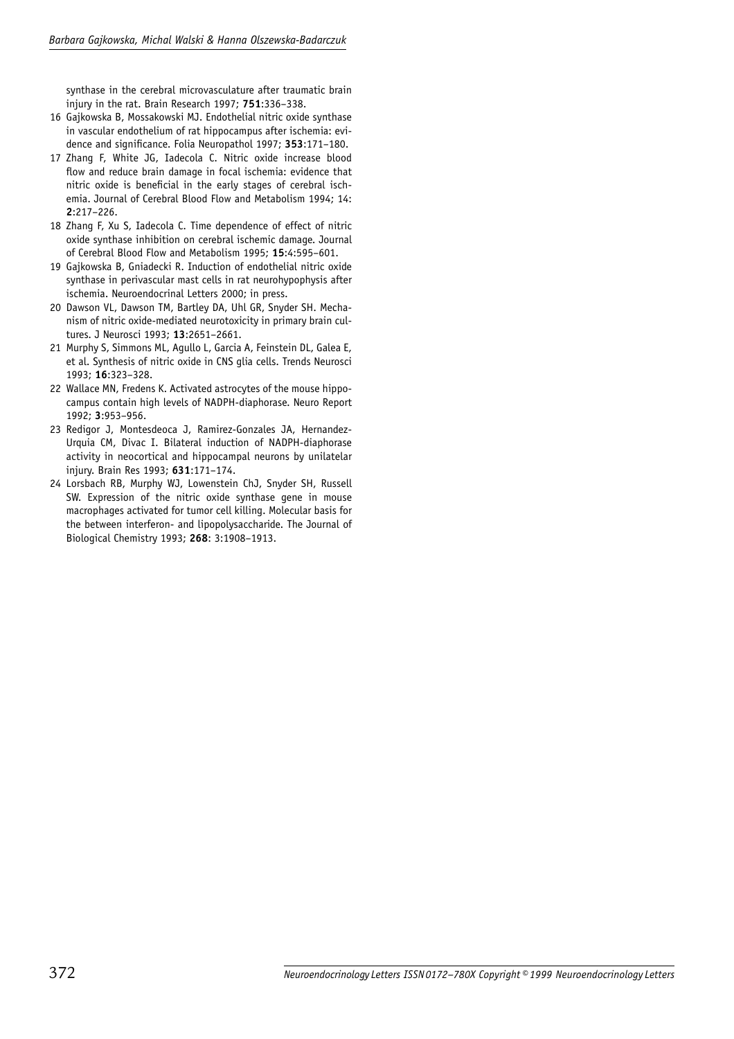synthase in the cerebral microvasculature after traumatic brain injury in the rat. Brain Research 1997; **751**:336–338.

16 Gajkowska B, Mossakowski MJ. Endothelial nitric oxide synthase in vascular endothelium of rat hippocampus after ischemia: evidence and significance. Folia Neuropathol 1997; **353**:171–180.

17 Zhang F, White JG, Iadecola C. Nitric oxide increase blood flow and reduce brain damage in focal ischemia: evidence that nitric oxide is beneficial in the early stages of cerebral ischemia. Journal of Cerebral Blood Flow and Metabolism 1994; 14: **2**:217–226.

18 Zhang F, Xu S, Iadecola C. Time dependence of effect of nitric oxide synthase inhibition on cerebral ischemic damage. Journal of Cerebral Blood Flow and Metabolism 1995; **15**:4:595–601.

19 Gajkowska B, Gniadecki R. Induction of endothelial nitric oxide synthase in perivascular mast cells in rat neurohypophysis after ischemia. Neuroendocrinal Letters 2000; in press.

20 Dawson VL, Dawson TM, Bartley DA, Uhl GR, Snyder SH. Mechanism of nitric oxide-mediated neurotoxicity in primary brain cultures. J Neurosci 1993; **13**:2651–2661.

21 Murphy S, Simmons ML, Agullo L, Garcia A, Feinstein DL, Galea E, et al. Synthesis of nitric oxide in CNS glia cells. Trends Neurosci 1993; **16**:323–328.

22 Wallace MN, Fredens K. Activated astrocytes of the mouse hippocampus contain high levels of NADPH-diaphorase. Neuro Report 1992; **3**:953–956.

23 Redigor J, Montesdeoca J, Ramirez-Gonzales JA, Hernandez-Urquia CM, Divac I. Bilateral induction of NADPH-diaphorase activity in neocortical and hippocampal neurons by unilatelar injury. Brain Res 1993; **631**:171–174.

24 Lorsbach RB, Murphy WJ, Lowenstein ChJ, Snyder SH, Russell SW. Expression of the nitric oxide synthase gene in mouse macrophages activated for tumor cell killing. Molecular basis for the between interferon- and lipopolysaccharide. The Journal of Biological Chemistry 1993; **268**: 3:1908–1913.